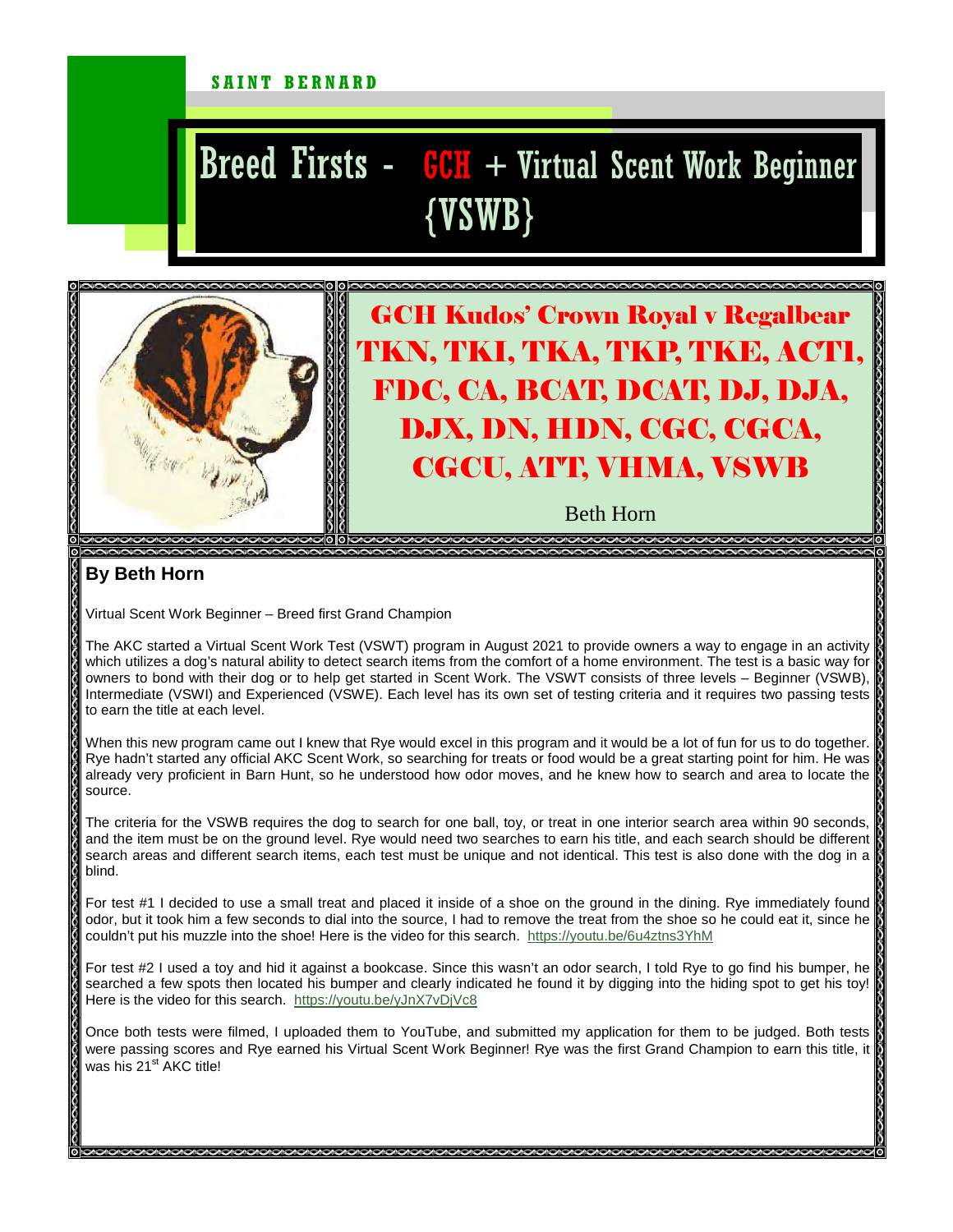SAINT BERNARD

# Breed Firsts - GCH + Virtual Scent Work Beginner {VSWB}

## GCH Kudos' Crown Royal v Regalbear TKN, TKI, TKA, TKP, TKE, ACT1, FDC, CA, BCAT, DCAT, DJ, DJA, DJX, DN, HDN, CGC, CGCA, CGCU, ATT, VHMA, VSWB

Beth Horn

**By Beth Horn**

Virtual Scent Work Beginner – Breed first Grand Champion

The AKC started a Virtual Scent Work Test (VSWT) program in August 2021 to provide owners a way to engage in an activity which utilizes a dog's natural ability to detect search items from the comfort of a home environment. The test is a basic way for owners to bond with their dog or to help get started in Scent Work. The VSWT consists of three levels – Beginner (VSWB), Intermediate (VSWI) and Experienced (VSWE). Each level has its own set of testing criteria and it requires two passing tests to earn the title at each level.

When this new program came out I knew that Rye would excel in this program and it would be a lot of fun for us to do together. Rye hadn't started any official AKC Scent Work, so searching for treats or food would be a great starting point for him. He was already very proficient in Barn Hunt, so he understood how odor moves, and he knew how to search and area to locate the source.

The criteria for the VSWB requires the dog to search for one ball, toy, or treat in one interior search area within 90 seconds, and the item must be on the ground level. Rye would need two searches to earn his title, and each search should be different search areas and different search items, each test must be unique and not identical. This test is also done with the dog in a blind.

For test #1 I decided to use a small treat and placed it inside of a shoe on the ground in the dining. Rye immediately found odor, but it took him a few seconds to dial into the source, I had to remove the treat from the shoe so he could eat it, since he couldn't put his muzzle into the shoe! Here is the video for this search. https://youtu.be/6u4ztns3YhM

For test #2 I used a toy and hid it against a bookcase. Since this wasn't an odor search, I told Rye to go find his bumper, he searched a few spots then located his bumper and clearly indicated he found it by digging into the hiding spot to get his toy! Here is the video for this search. https://youtu.be/yJnX7vDjVc8

Once both tests were filmed, I uploaded them to YouTube, and submitted my application for them to be judged. Both tests were passing scores and Rye earned his Virtual Scent Work Beginner! Rye was the first Grand Champion to earn this title, it was his 21st AKC title!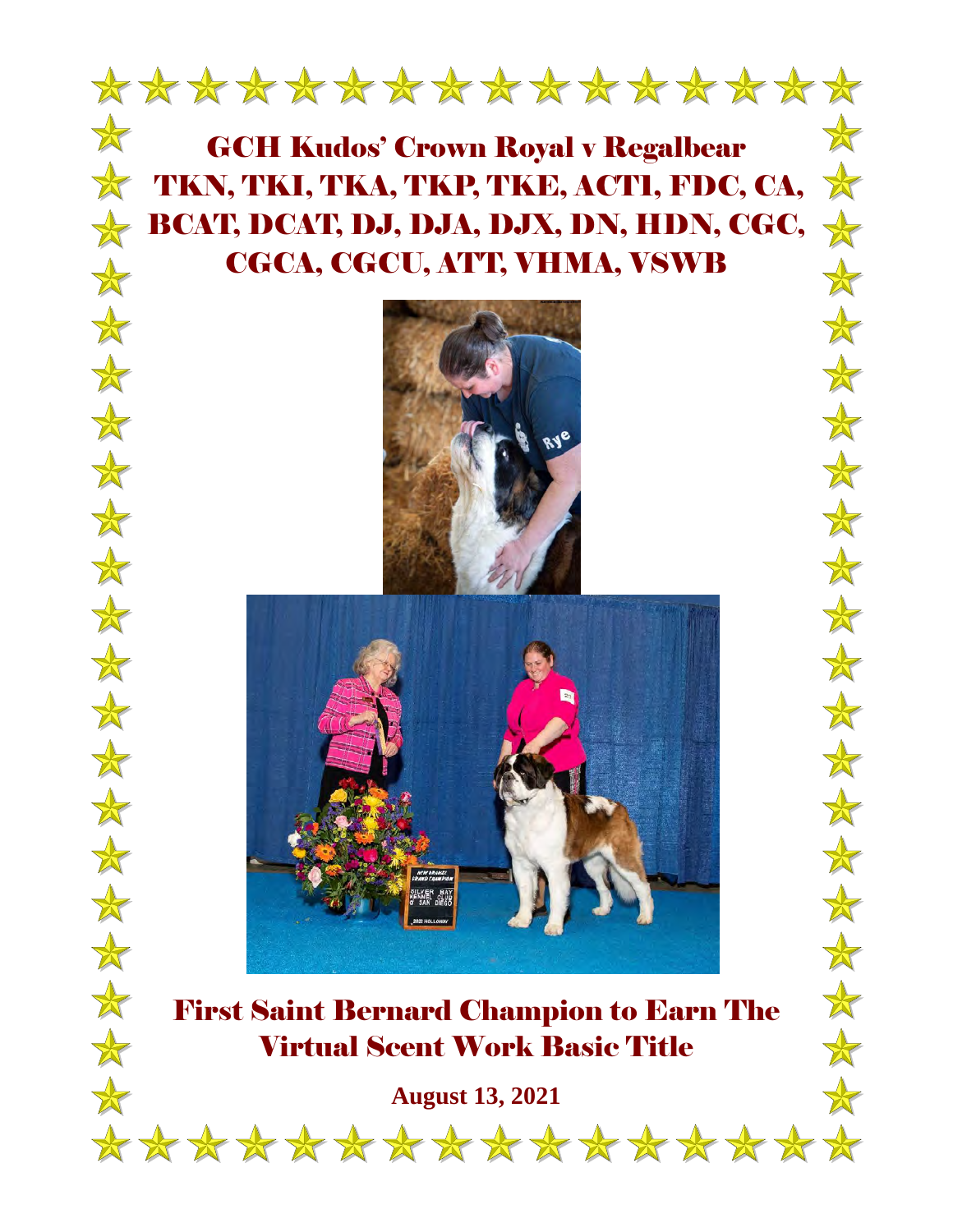# GCH Kudos' Crown Royal v Regalbear TKN, TKI, TKA, TKP, TKE, ACT1, FDC, CA, BCAT, DCAT, DJ, DJA, DJX, DN, HDN, CGC, CGCA, CGCU, ATT, VHMA, VSWB

## First Saint Bernard Champion to Earn The Virtual Scent Work Basic Title

**August 13, 2021**